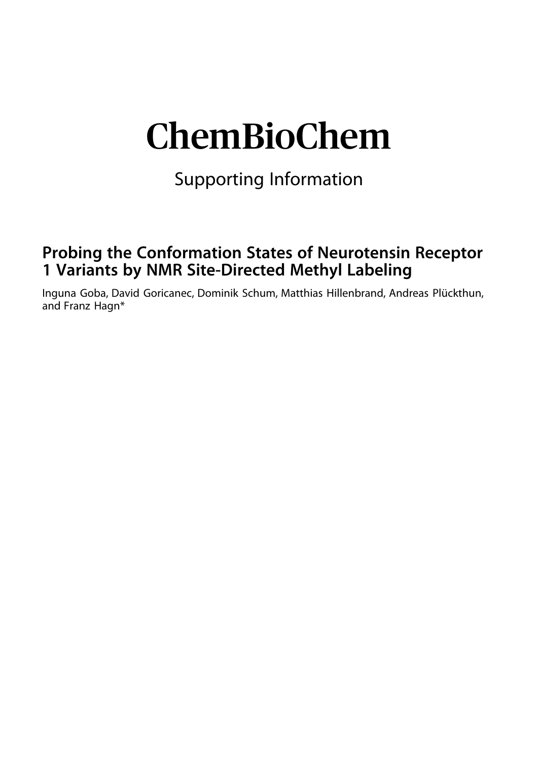# ChemBioChem

## Supporting Information

### Probing the Conformation States of Neurotensin Receptor 1 Variants by NMR Site-Directed Methyl Labeling

Inguna Goba, David Goricanec, Dominik Schum, Matthias Hillenbrand, Andreas Plückthun, and Franz Hagn*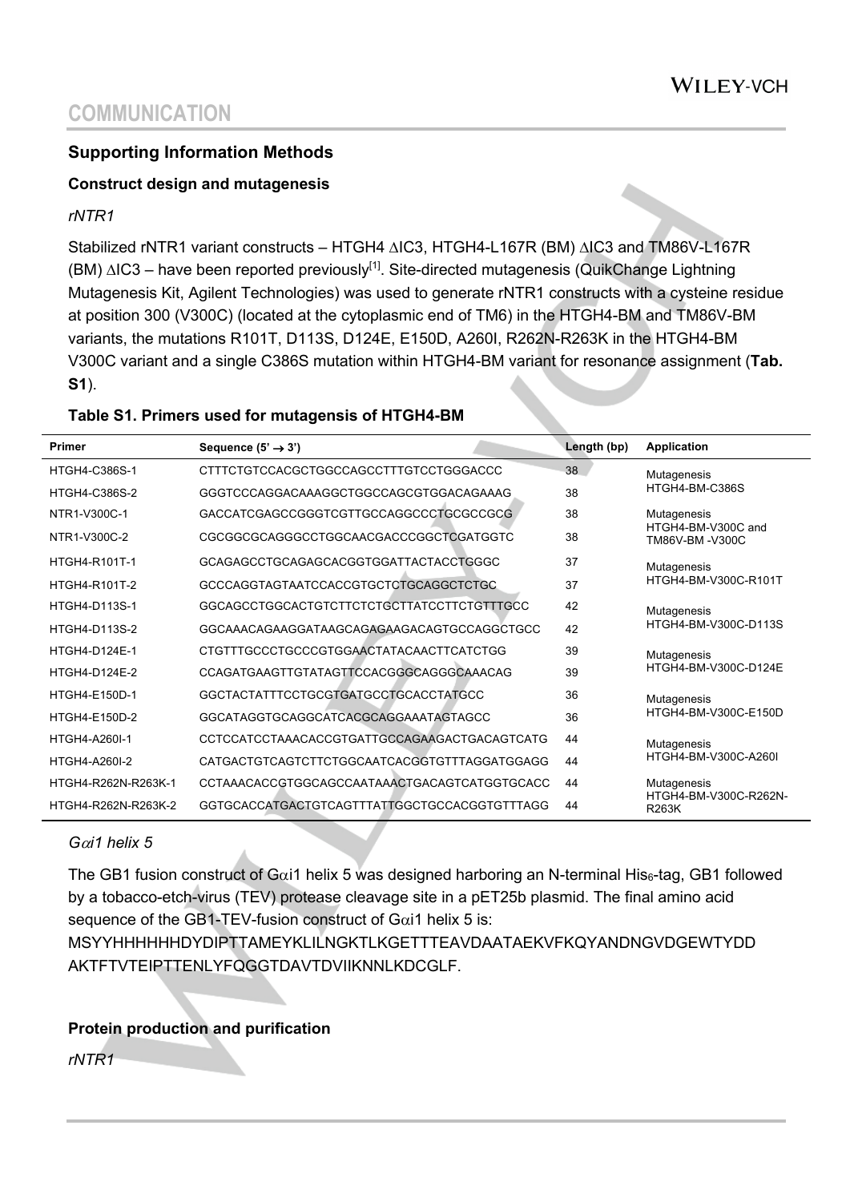## Supporting Information Methods

### Construct design and mutagenesis

*rNTR1*

Stabilized rNTR1 variant constructs – HTGH4 ∆IC3, HTGH4-L167R (BM) ∆IC3 and TM86V-L167R (BM) ∆IC3 – have been reported previously[1]. Site-directed mutagenesis (QuikChange Lightning Mutagenesis Kit, Agilent Technologies) was used to generate rNTR1 constructs with a cysteine residue at position 300 (V300C) (located at the cytoplasmic end of TM6) in the HTGH4-BM and TM86V-BM variants, the mutations R101T, D113S, D124E, E150D, A260I, R262N-R263K in the HTGH4-BM V300C variant and a single C386S mutation within HTGH4-BM variant for resonance assignment (**Tab. S1**).

**Table S1. Primers used for mutagensis of HTGH4-BM**

| Primer | Sequence (5' → 3') | Length (bp) | Application |
|---|---|---|---|
| HTGH4-C386S-1 | CTTTCTGTCCACGCTGGCCAGCCTTTGTCCTGGGACCC | 38 | Mutagenesis HTGH4-BM-C386S |
| HTGH4-C386S-2 | GGGTCCCAGGACAAAGGCTGGCCAGCGTGGACAGAAAG | 38 | |
| NTR1-V300C-1 | GACCATCGAGCCGGGTCGTTGCCAGGCCCTGCGCCGCG | 38 | Mutagenesis HTGH4-BM-V300C and TM86V-BM -V300C |
| NTR1-V300C-2 | CGCGGCGCAGGGCCTGGCAACGACCCGGCTCGATGGTC | 38 | |
| HTGH4-R101T-1 | GCAGAGCCTGCAGAGCACGGTGGATTACTACCTGGGC | 37 | Mutagenesis HTGH4-BM-V300C-R101T |
| HTGH4-R101T-2 | GCCCAGGTAGTAATCCACCGTGCTCTGCAGGCTCTGC | 37 | |
| HTGH4-D113S-1 | GGCAGCCTGGCACTGTCTTCTCTGCTTATCCTTCTGTTTGCC | 42 | Mutagenesis HTGH4-BM-V300C-D113S |
| HTGH4-D113S-2 | GGCAAACAGAAGGATAAGCAGAGAAGACAGTGCCAGGCTGCC | 42 | |
| HTGH4-D124E-1 | CTGTTTGCCCTGCCCGTGGAACTATACAACTTCATCTGG | 39 | Mutagenesis HTGH4-BM-V300C-D124E |
| HTGH4-D124E-2 | CCAGATGAAGTTGTATAGTTCCACGGGCAGGGCAAACAG | 39 | |
| HTGH4-E150D-1 | GGCTACTATTTCCTGCGTGATGCCTGCACCTATGCC | 36 | Mutagenesis HTGH4-BM-V300C-E150D |
| HTGH4-E150D-2 | GGCATAGGTGCAGGCATCACGCAGGAAATAGTAGCC | 36 | |
| HTGH4-A260I-1 | CCTCCATCCTAAACACCGTGATTGCCAGAAGACTGACAGTCATG | 44 | Mutagenesis HTGH4-BM-V300C-A260I |
| HTGH4-A260I-2 | CATGACTGTCAGTCTTCTGGCAATCACGGTGTTTAGGATGGAGG | 44 | |
| HTGH4-R262N-R263K-1 | CCTAAACACCGTGGCAGCCAATAAACTGACAGTCATGGTGCACC | 44 | Mutagenesis HTGH4-BM-V300C-R262N-R263K |
| HTGH4-R262N-R263K-2 | GGTGCACCATGACTGTCAGTTTATTGGCTGCCACGGTGTTTAGG | 44 | |

*Gαi1 helix 5*

The GB1 fusion construct of Gαi1 helix 5 was designed harboring an N-terminal $His_6$-tag, GB1 followed by a tobacco-etch-virus (TEV) protease cleavage site in a pET25b plasmid. The final amino acid sequence of the GB1-TEV-fusion construct of Gαi1 helix 5 is:
MSYYHHHHHHDYDIPTTAMEYKLILNGKTLKGETTTEAVDAATAEKVFKQYANDNGVDGEWTYDD AKTFTVTEIPTTENLYFQGGTDAVTDVIIKNNLKDCGLF.

### Protein production and purification

*rNTR1*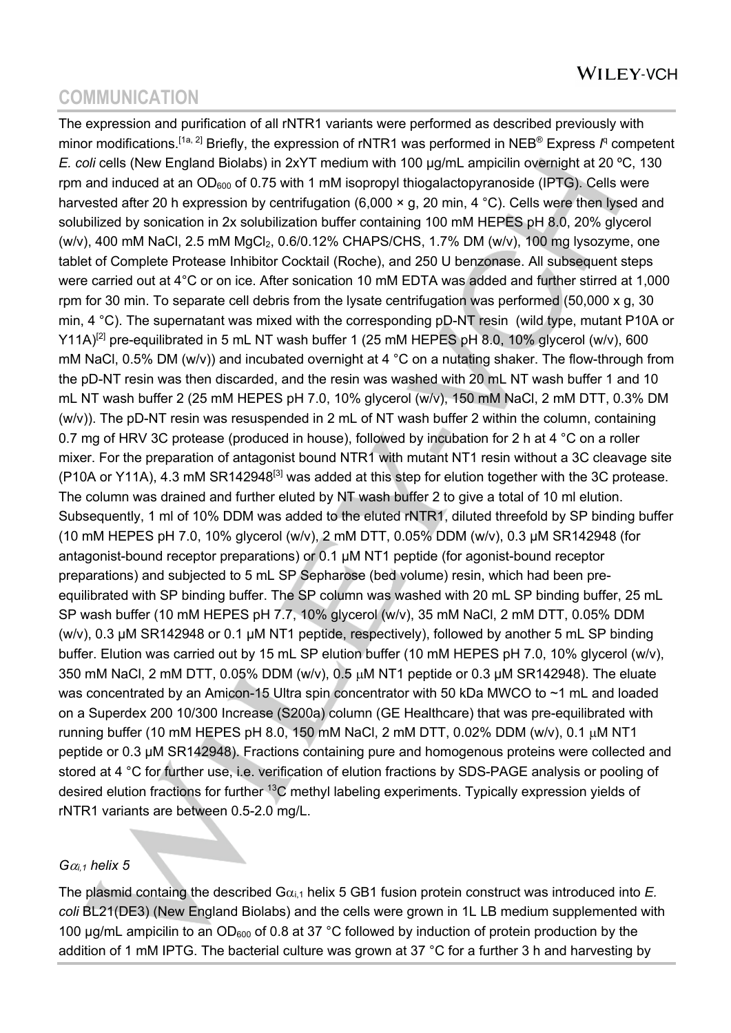The expression and purification of all rNTR1 variants were performed as described previously with minor modifications.[1a, 2] Briefly, the expression of rNTR1 was performed in NEB® Express $I^q$ competent *E. coli* cells (New England Biolabs) in 2xYT medium with 100 µg/mL ampicilin overnight at 20 ºC, 130 rpm and induced at an $OD_{600}$ of 0.75 with 1 mM isopropyl thiogalactopyranoside (IPTG). Cells were harvested after 20 h expression by centrifugation (6,000 × g, 20 min, 4 °C). Cells were then lysed and solubilized by sonication in 2x solubilization buffer containing 100 mM HEPES pH 8.0, 20% glycerol (w/v), 400 mM NaCl, 2.5 mM $MgCl_2$, 0.6/0.12% CHAPS/CHS, 1.7% DM (w/v), 100 mg lysozyme, one tablet of Complete Protease Inhibitor Cocktail (Roche), and 250 U benzonase. All subsequent steps were carried out at 4°C or on ice. After sonication 10 mM EDTA was added and further stirred at 1,000 rpm for 30 min. To separate cell debris from the lysate centrifugation was performed (50,000 x g, 30 min, 4 °C). The supernatant was mixed with the corresponding pD-NT resin (wild type, mutant P10A or Y11A)[2] pre-equilibrated in 5 mL NT wash buffer 1 (25 mM HEPES pH 8.0, 10% glycerol (w/v), 600 mM NaCl, 0.5% DM (w/v)) and incubated overnight at 4 °C on a nutating shaker. The flow-through from the pD-NT resin was then discarded, and the resin was washed with 20 mL NT wash buffer 1 and 10 mL NT wash buffer 2 (25 mM HEPES pH 7.0, 10% glycerol (w/v), 150 mM NaCl, 2 mM DTT, 0.3% DM (w/v)). The pD-NT resin was resuspended in 2 mL of NT wash buffer 2 within the column, containing 0.7 mg of HRV 3C protease (produced in house), followed by incubation for 2 h at 4 °C on a roller mixer. For the preparation of antagonist bound NTR1 with mutant NT1 resin without a 3C cleavage site (P10A or Y11A), 4.3 mM SR142948[3] was added at this step for elution together with the 3C protease. The column was drained and further eluted by NT wash buffer 2 to give a total of 10 ml elution. Subsequently, 1 ml of 10% DDM was added to the eluted rNTR1, diluted threefold by SP binding buffer (10 mM HEPES pH 7.0, 10% glycerol (w/v), 2 mM DTT, 0.05% DDM (w/v), 0.3 µM SR142948 (for antagonist-bound receptor preparations) or 0.1 µM NT1 peptide (for agonist-bound receptor preparations) and subjected to 5 mL SP Sepharose (bed volume) resin, which had been pre-equilibrated with SP binding buffer. The SP column was washed with 20 mL SP binding buffer, 25 mL SP wash buffer (10 mM HEPES pH 7.7, 10% glycerol (w/v), 35 mM NaCl, 2 mM DTT, 0.05% DDM (w/v), 0.3 µM SR142948 or 0.1 µM NT1 peptide, respectively), followed by another 5 mL SP binding buffer. Elution was carried out by 15 mL SP elution buffer (10 mM HEPES pH 7.0, 10% glycerol (w/v), 350 mM NaCl, 2 mM DTT, 0.05% DDM (w/v), 0.5 µM NT1 peptide or 0.3 µM SR142948). The eluate was concentrated by an Amicon-15 Ultra spin concentrator with 50 kDa MWCO to ~1 mL and loaded on a Superdex 200 10/300 Increase (S200a) column (GE Healthcare) that was pre-equilibrated with running buffer (10 mM HEPES pH 8.0, 150 mM NaCl, 2 mM DTT, 0.02% DDM (w/v), 0.1 µM NT1 peptide or 0.3 µM SR142948). Fractions containing pure and homogenous proteins were collected and stored at 4 °C for further use, i.e. verification of elution fractions by SDS-PAGE analysis or pooling of desired elution fractions for further $^{13}C$ methyl labeling experiments. Typically expression yields of rNTR1 variants are between 0.5-2.0 mg/L.

*$G\alpha_{i,1}$ helix 5*

The plasmid containg the described $G\alpha_{i,1}$ helix 5 GB1 fusion protein construct was introduced into *E. coli* BL21(DE3) (New England Biolabs) and the cells were grown in 1L LB medium supplemented with 100 µg/mL ampicilin to an $OD_{600}$ of 0.8 at 37 °C followed by induction of protein production by the addition of 1 mM IPTG. The bacterial culture was grown at 37 °C for a further 3 h and harvesting by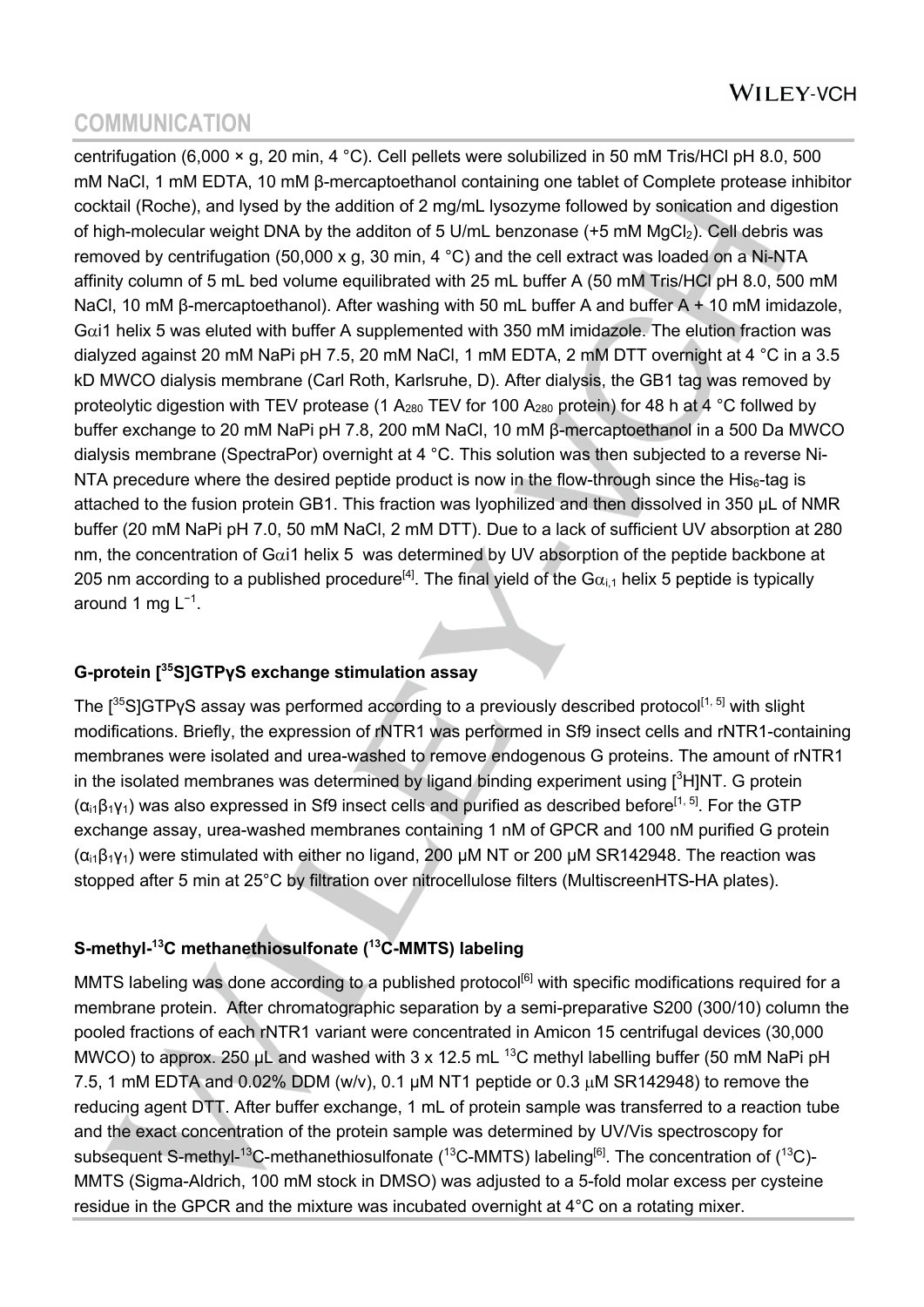centrifugation (6,000 × g, 20 min, 4 °C). Cell pellets were solubilized in 50 mM Tris/HCl pH 8.0, 500 mM NaCl, 1 mM EDTA, 10 mM β-mercaptoethanol containing one tablet of Complete protease inhibitor cocktail (Roche), and lysed by the addition of 2 mg/mL lysozyme followed by sonication and digestion of high-molecular weight DNA by the additon of 5 U/mL benzonase (+5 mM $MgCl_2$). Cell debris was removed by centrifugation (50,000 x g, 30 min, 4 °C) and the cell extract was loaded on a Ni-NTA affinity column of 5 mL bed volume equilibrated with 25 mL buffer A (50 mM Tris/HCl pH 8.0, 500 mM NaCl, 10 mM β-mercaptoethanol). After washing with 50 mL buffer A and buffer A + 10 mM imidazole, Gαi1 helix 5 was eluted with buffer A supplemented with 350 mM imidazole. The elution fraction was dialyzed against 20 mM NaPi pH 7.5, 20 mM NaCl, 1 mM EDTA, 2 mM DTT overnight at 4 °C in a 3.5 kD MWCO dialysis membrane (Carl Roth, Karlsruhe, D). After dialysis, the GB1 tag was removed by proteolytic digestion with TEV protease (1 $A_{280}$ TEV for 100 $A_{280}$ protein) for 48 h at 4 °C follwed by buffer exchange to 20 mM NaPi pH 7.8, 200 mM NaCl, 10 mM β-mercaptoethanol in a 500 Da MWCO dialysis membrane (SpectraPor) overnight at 4 °C. This solution was then subjected to a reverse Ni-NTA precedure where the desired peptide product is now in the flow-through since the $His_6$-tag is attached to the fusion protein GB1. This fraction was lyophilized and then dissolved in 350 µL of NMR buffer (20 mM NaPi pH 7.0, 50 mM NaCl, 2 mM DTT). Due to a lack of sufficient UV absorption at 280 nm, the concentration of Gαi1 helix 5 was determined by UV absorption of the peptide backbone at 205 nm according to a published procedure[4]. The final yield of the $G\alpha_{i,1}$ helix 5 peptide is typically around 1 mg $L^{-1}$.

### G-protein [$^{35}$S]GTPγS exchange stimulation assay

The [$^{35}$S]GTPγS assay was performed according to a previously described protocol[1, 5] with slight modifications. Briefly, the expression of rNTR1 was performed in Sf9 insect cells and rNTR1-containing membranes were isolated and urea-washed to remove endogenous G proteins. The amount of rNTR1 in the isolated membranes was determined by ligand binding experiment using [$^3$H]NT. G protein ($\alpha_{i1}\beta_1\gamma_1$) was also expressed in Sf9 insect cells and purified as described before[1, 5]. For the GTP exchange assay, urea-washed membranes containing 1 nM of GPCR and 100 nM purified G protein ($\alpha_{i1}\beta_1\gamma_1$) were stimulated with either no ligand, 200 µM NT or 200 µM SR142948. The reaction was stopped after 5 min at 25°C by filtration over nitrocellulose filters (MultiscreenHTS-HA plates).

### S-methyl-$^{13}$C methanethiosulfonate ($^{13}$C-MMTS) labeling

MMTS labeling was done according to a published protocol[6] with specific modifications required for a membrane protein. After chromatographic separation by a semi-preparative S200 (300/10) column the pooled fractions of each rNTR1 variant were concentrated in Amicon 15 centrifugal devices (30,000 MWCO) to approx. 250 µL and washed with 3 x 12.5 mL $^{13}$C methyl labelling buffer (50 mM NaPi pH 7.5, 1 mM EDTA and 0.02% DDM (w/v), 0.1 µM NT1 peptide or 0.3 µM SR142948) to remove the reducing agent DTT. After buffer exchange, 1 mL of protein sample was transferred to a reaction tube and the exact concentration of the protein sample was determined by UV/Vis spectroscopy for subsequent S-methyl-$^{13}$C-methanethiosulfonate ($^{13}$C-MMTS) labeling[6]. The concentration of ($^{13}$C)-MMTS (Sigma-Aldrich, 100 mM stock in DMSO) was adjusted to a 5-fold molar excess per cysteine residue in the GPCR and the mixture was incubated overnight at 4°C on a rotating mixer.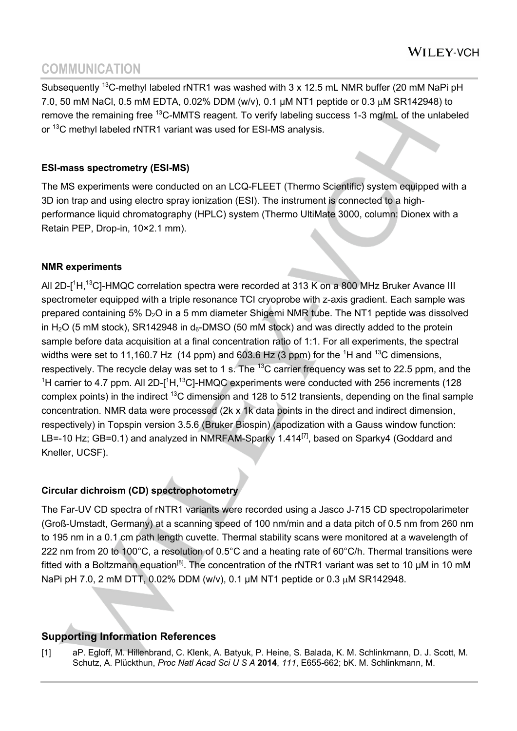Subsequently $^{13}$C-methyl labeled rNTR1 was washed with 3 x 12.5 mL NMR buffer (20 mM NaPi pH 7.0, 50 mM NaCl, 0.5 mM EDTA, 0.02% DDM (w/v), 0.1 µM NT1 peptide or 0.3 µM SR142948) to remove the remaining free $^{13}$C-MMTS reagent. To verify labeling success 1-3 mg/mL of the unlabeled or $^{13}$C methyl labeled rNTR1 variant was used for ESI-MS analysis.

### ESI-mass spectrometry (ESI-MS)

The MS experiments were conducted on an LCQ-FLEET (Thermo Scientific) system equipped with a 3D ion trap and using electro spray ionization (ESI). The instrument is connected to a high-performance liquid chromatography (HPLC) system (Thermo UltiMate 3000, column: Dionex with a Retain PEP, Drop-in, 10×2.1 mm).

### NMR experiments

All 2D-[$^{1}$H,$^{13}$C]-HMQC correlation spectra were recorded at 313 K on a 800 MHz Bruker Avance III spectrometer equipped with a triple resonance TCI cryoprobe with z-axis gradient. Each sample was prepared containing 5% $D_2O$ in a 5 mm diameter Shigemi NMR tube. The NT1 peptide was dissolved in $H_2O$ (5 mM stock), SR142948 in $d_6$-DMSO (50 mM stock) and was directly added to the protein sample before data acquisition at a final concentration ratio of 1:1. For all experiments, the spectral widths were set to 11,160.7 Hz (14 ppm) and 603.6 Hz (3 ppm) for the $^{1}$H and $^{13}$C dimensions, respectively. The recycle delay was set to 1 s. The $^{13}$C carrier frequency was set to 22.5 ppm, and the $^{1}$H carrier to 4.7 ppm. All 2D-[$^{1}$H,$^{13}$C]-HMQC experiments were conducted with 256 increments (128 complex points) in the indirect $^{13}$C dimension and 128 to 512 transients, depending on the final sample concentration. NMR data were processed (2k x 1k data points in the direct and indirect dimension, respectively) in Topspin version 3.5.6 (Bruker Biospin) (apodization with a Gauss window function: LB=-10 Hz; GB=0.1) and analyzed in NMRFAM-Sparky 1.414[7], based on Sparky4 (Goddard and Kneller, UCSF).

### Circular dichroism (CD) spectrophotometry

The Far-UV CD spectra of rNTR1 variants were recorded using a Jasco J-715 CD spectropolarimeter (Groß-Umstadt, Germany) at a scanning speed of 100 nm/min and a data pitch of 0.5 nm from 260 nm to 195 nm in a 0.1 cm path length cuvette. Thermal stability scans were monitored at a wavelength of 222 nm from 20 to 100°C, a resolution of 0.5°C and a heating rate of 60°C/h. Thermal transitions were fitted with a Boltzmann equation[8]. The concentration of the rNTR1 variant was set to 10 µM in 10 mM NaPi pH 7.0, 2 mM DTT, 0.02% DDM (w/v), 0.1 µM NT1 peptide or 0.3 µM SR142948.

## Supporting Information References

[1] aP. Egloff, M. Hillenbrand, C. Klenk, A. Batyuk, P. Heine, S. Balada, K. M. Schlinkmann, D. J. Scott, M. Schutz, A. Plückthun, *Proc Natl Acad Sci U S A* **2014**, *111*, E655-662; bK. M. Schlinkmann, M.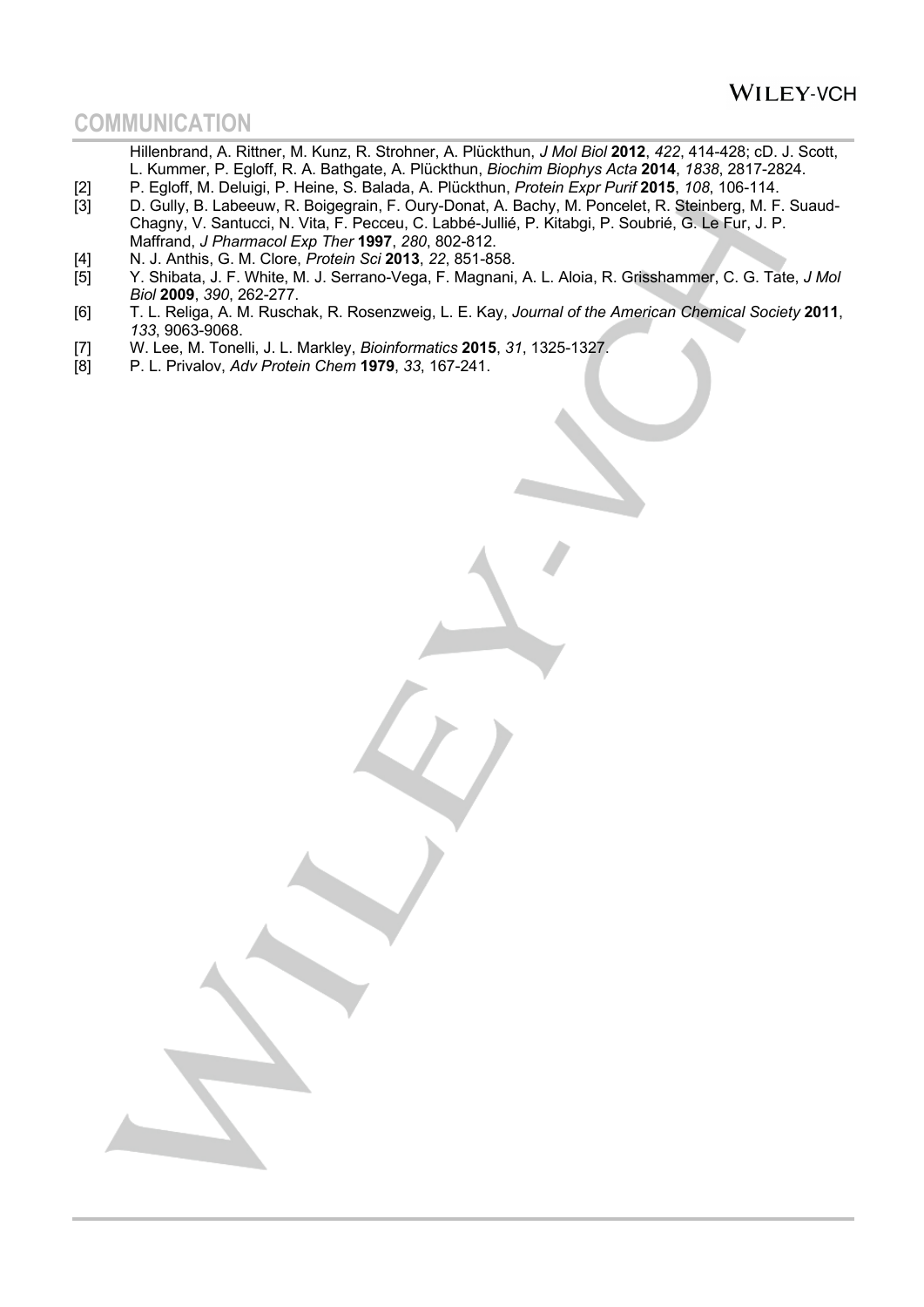Hillenbrand, A. Rittner, M. Kunz, R. Strohner, A. Plückthun, *J Mol Biol* **2012**, *422*, 414-428; cD. J. Scott, L. Kummer, P. Egloff, R. A. Bathgate, A. Plückthun, *Biochim Biophys Acta* **2014**, *1838*, 2817-2824.

[2] P. Egloff, M. Deluigi, P. Heine, S. Balada, A. Plückthun, *Protein Expr Purif* **2015**, *108*, 106-114.

[3] D. Gully, B. Labeeuw, R. Boigegrain, F. Oury-Donat, A. Bachy, M. Poncelet, R. Steinberg, M. F. Suaud-Chagny, V. Santucci, N. Vita, F. Pecceu, C. Labbé-Jullié, P. Kitabgi, P. Soubrié, G. Le Fur, J. P. Maffrand, *J Pharmacol Exp Ther* **1997**, *280*, 802-812.

[4] N. J. Anthis, G. M. Clore, *Protein Sci* **2013**, *22*, 851-858.

[5] Y. Shibata, J. F. White, M. J. Serrano-Vega, F. Magnani, A. L. Aloia, R. Grisshammer, C. G. Tate, *J Mol Biol* **2009**, *390*, 262-277.

[6] T. L. Religa, A. M. Ruschak, R. Rosenzweig, L. E. Kay, *Journal of the American Chemical Society* **2011**, *133*, 9063-9068.

[7] W. Lee, M. Tonelli, J. L. Markley, *Bioinformatics* **2015**, *31*, 1325-1327.

[8] P. L. Privalov, *Adv Protein Chem* **1979**, *33*, 167-241.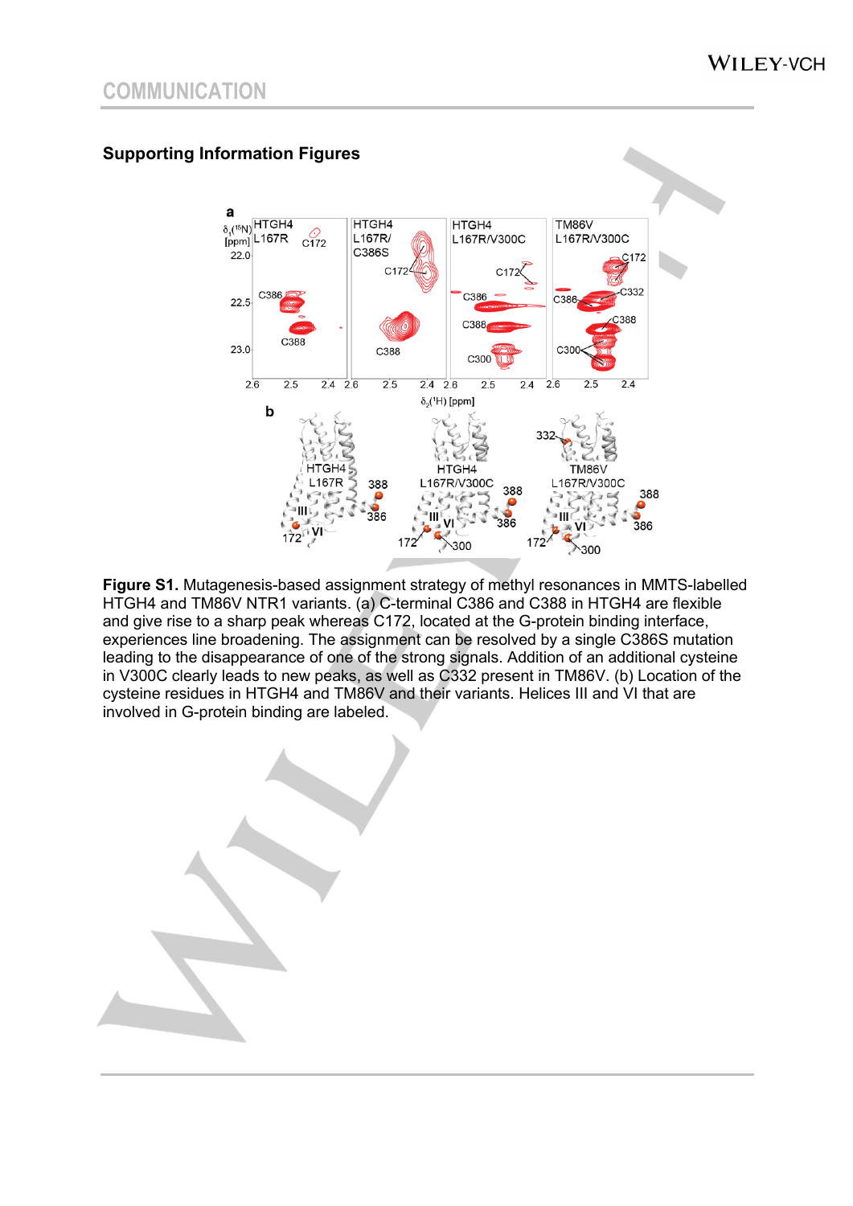## Supporting Information Figures

**Figure S1.** Mutagenesis-based assignment strategy of methyl resonances in MMTS-labelled HTGH4 and TM86V NTR1 variants. (a) C-terminal C386 and C388 in HTGH4 are flexible and give rise to a sharp peak whereas C172, located at the G-protein binding interface, experiences line broadening. The assignment can be resolved by a single C386S mutation leading to the disappearance of one of the strong signals. Addition of an additional cysteine in V300C clearly leads to new peaks, as well as C332 present in TM86V. (b) Location of the cysteine residues in HTGH4 and TM86V and their variants. Helices III and VI that are involved in G-protein binding are labeled.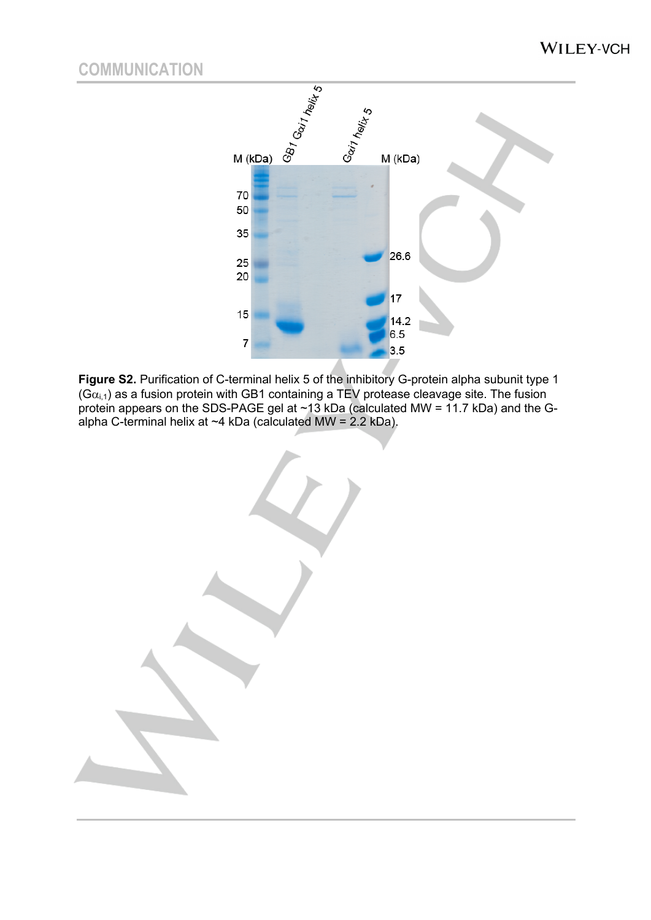**Figure S2.** Purification of C-terminal helix 5 of the inhibitory G-protein alpha subunit type 1 ($G\alpha_{i,1}$) as a fusion protein with GB1 containing a TEV protease cleavage site. The fusion protein appears on the SDS-PAGE gel at ~13 kDa (calculated MW = 11.7 kDa) and the G-alpha C-terminal helix at ~4 kDa (calculated MW = 2.2 kDa).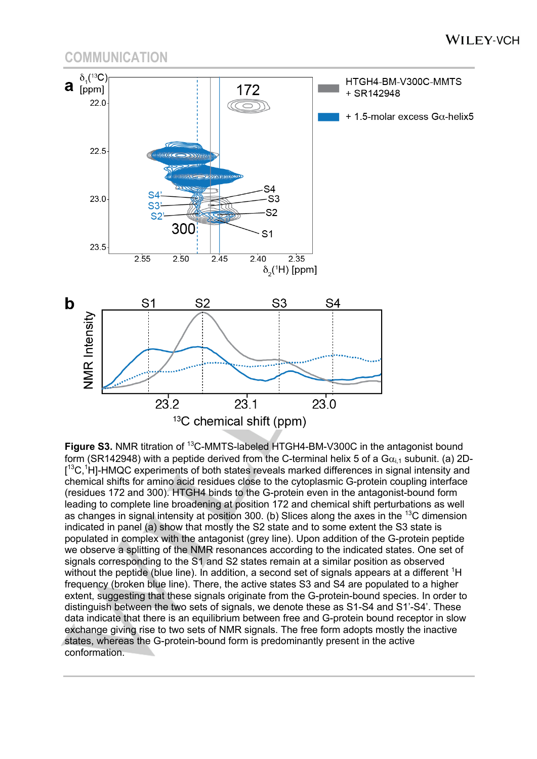COMMUNICATION

a

$\delta_1(^{13}C)$ [ppm]

22.0

22.5

23.0

23.5

2.55 2.50 2.45 2.40 2.35

$\delta_2(^1H)$ [ppm]

172

300

S4' S3' S2'

S4 S3 S2 S1

HTGH4-BM-V300C-MMTS + SR142948

+ 1.5-molar excess Gα-helix5

b

S1 S2 S3 S4

NMR Intensity

23.2 23.1 23.0

$^{13}$C chemical shift (ppm)

**Figure S3.** NMR titration of $^{13}$C-MMTS-labeled HTGH4-BM-V300C in the antagonist bound form (SR142948) with a peptide derived from the C-terminal helix 5 of a $G\alpha_{i,1}$ subunit. (a) 2D-[$^{13}$C,$^1$H]-HMQC experiments of both states reveals marked differences in signal intensity and chemical shifts for amino acid residues close to the cytoplasmic G-protein coupling interface (residues 172 and 300). HTGH4 binds to the G-protein even in the antagonist-bound form leading to complete line broadening at position 172 and chemical shift perturbations as well as changes in signal intensity at position 300. (b) Slices along the axes in the $^{13}$C dimension indicated in panel (a) show that mostly the S2 state and to some extent the S3 state is populated in complex with the antagonist (grey line). Upon addition of the G-protein peptide we observe a splitting of the NMR resonances according to the indicated states. One set of signals corresponding to the S1 and S2 states remain at a similar position as observed without the peptide (blue line). In addition, a second set of signals appears at a different $^1$H frequency (broken blue line). There, the active states S3 and S4 are populated to a higher extent, suggesting that these signals originate from the G-protein-bound species. In order to distinguish between the two sets of signals, we denote these as S1-S4 and S1'-S4'. These data indicate that there is an equilibrium between free and G-protein bound receptor in slow exchange giving rise to two sets of NMR signals. The free form adopts mostly the inactive states, whereas the G-protein-bound form is predominantly present in the active conformation.